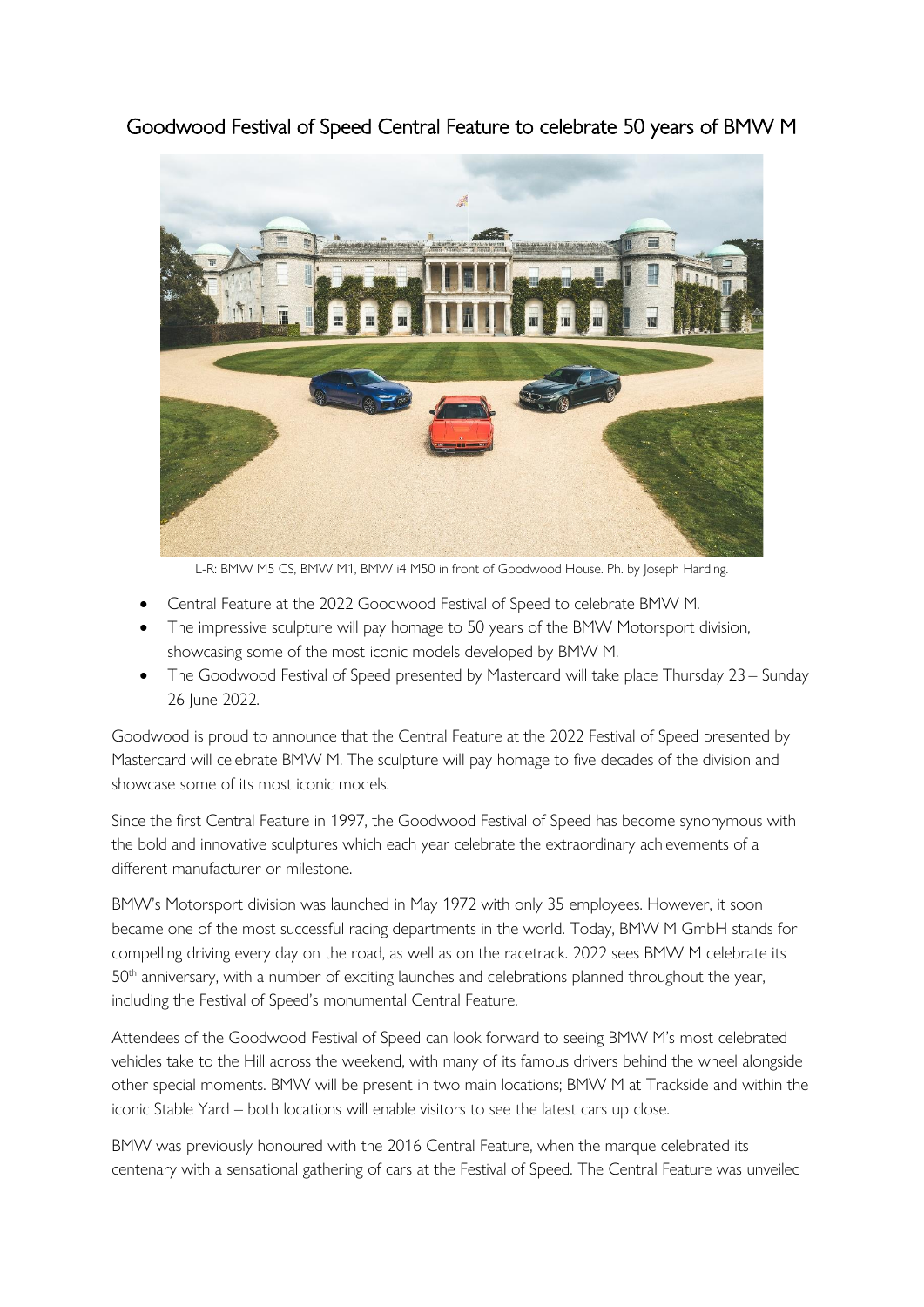# Goodwood Festival of Speed Central Feature to celebrate 50 years of BMW M

L-R: BMW M5 CS, BMW M1, BMW i4 M50 in front of Goodwood House. Ph. by Joseph Harding.

- Central Feature at the 2022 Goodwood Festival of Speed to celebrate BMW M.
- The impressive sculpture will pay homage to 50 years of the BMW Motorsport division, showcasing some of the most iconic models developed by BMW M.
- The Goodwood Festival of Speed presented by Mastercard will take place Thursday 23 – Sunday 26 June 2022.

Goodwood is proud to announce that the Central Feature at the 2022 Festival of Speed presented by Mastercard will celebrate BMW M. The sculpture will pay homage to five decades of the division and showcase some of its most iconic models.

Since the first Central Feature in 1997, the Goodwood Festival of Speed has become synonymous with the bold and innovative sculptures which each year celebrate the extraordinary achievements of a different manufacturer or milestone.

BMW's Motorsport division was launched in May 1972 with only 35 employees. However, it soon became one of the most successful racing departments in the world. Today, BMW M GmbH stands for compelling driving every day on the road, as well as on the racetrack. 2022 sees BMW M celebrate its 50th anniversary, with a number of exciting launches and celebrations planned throughout the year, including the Festival of Speed's monumental Central Feature.

Attendees of the Goodwood Festival of Speed can look forward to seeing BMW M's most celebrated vehicles take to the Hill across the weekend, with many of its famous drivers behind the wheel alongside other special moments. BMW will be present in two main locations; BMW M at Trackside and within the iconic Stable Yard – both locations will enable visitors to see the latest cars up close.

BMW was previously honoured with the 2016 Central Feature, when the marque celebrated its centenary with a sensational gathering of cars at the Festival of Speed. The Central Feature was unveiled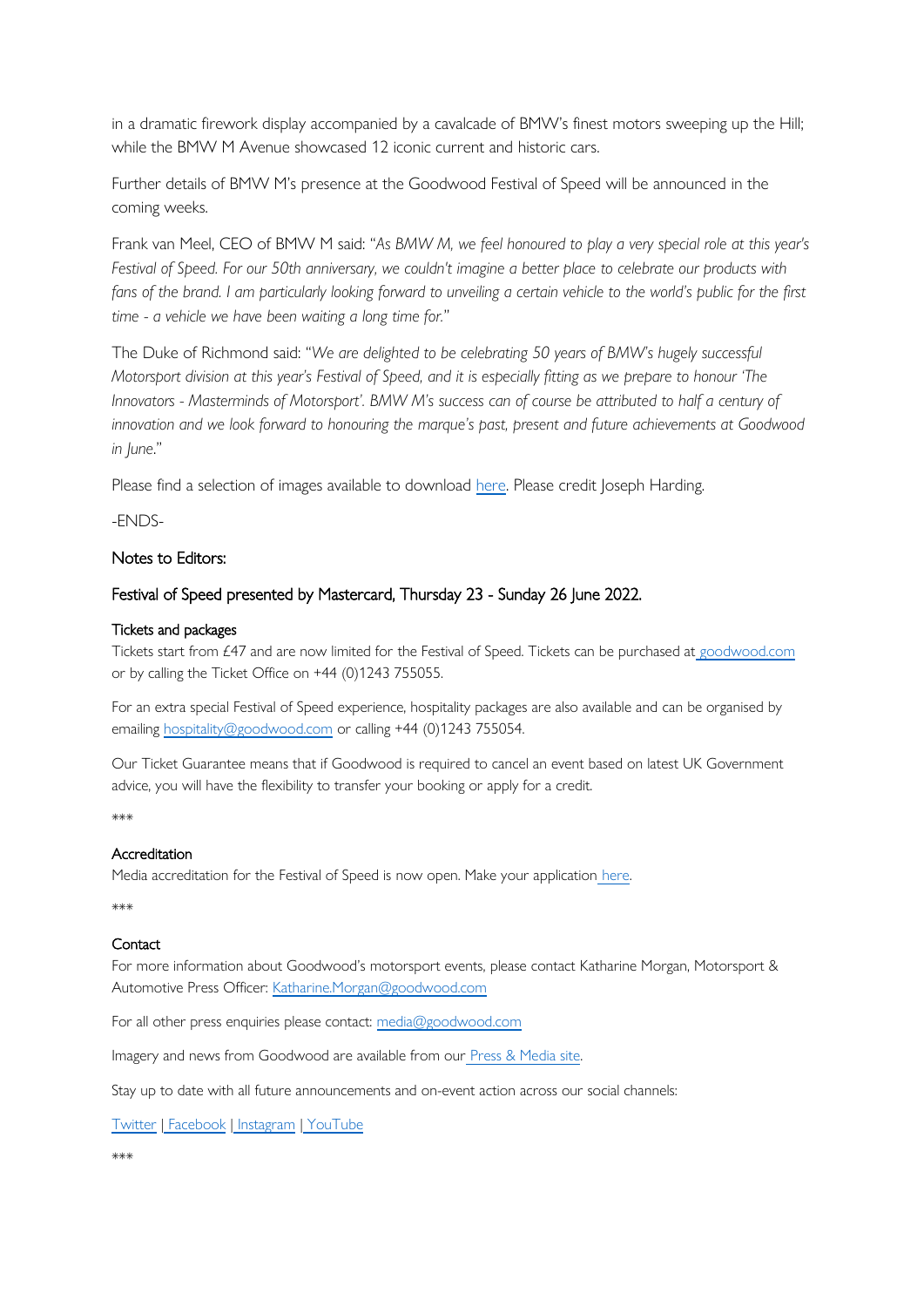in a dramatic firework display accompanied by a cavalcade of BMW's finest motors sweeping up the Hill; while the BMW M Avenue showcased 12 iconic current and historic cars.

Further details of BMW M's presence at the Goodwood Festival of Speed will be announced in the coming weeks.

Frank van Meel, CEO of BMW M said: "*As BMW M, we feel honoured to play a very special role at this year's Festival of Speed. For our 50th anniversary, we couldn't imagine a better place to celebrate our products with fans of the brand. I am particularly looking forward to unveiling a certain vehicle to the world's public for the first time - a vehicle we have been waiting a long time for.*"

The Duke of Richmond said: "*We are delighted to be celebrating 50 years of BMW's hugely successful Motorsport division at this year's Festival of Speed, and it is especially fitting as we prepare to honour 'The Innovators - Masterminds of Motorsport'. BMW M's success can of course be attributed to half a century of innovation and we look forward to honouring the marque's past, present and future achievements at Goodwood in June.*"

Please find a selection of images available to download here. Please credit Joseph Harding.

-ENDS-

## Notes to Editors:

## Festival of Speed presented by Mastercard, Thursday 23 - Sunday 26 June 2022.

### Tickets and packages

Tickets start from £47 and are now limited for the Festival of Speed. Tickets can be purchased at goodwood.com or by calling the Ticket Office on +44 (0)1243 755055.

For an extra special Festival of Speed experience, hospitality packages are also available and can be organised by emailing hospitality@goodwood.com or calling +44 (0)1243 755054.

Our Ticket Guarantee means that if Goodwood is required to cancel an event based on latest UK Government advice, you will have the flexibility to transfer your booking or apply for a credit.

***

### Accreditation

Media accreditation for the Festival of Speed is now open. Make your application here.

***

### Contact

For more information about Goodwood's motorsport events, please contact Katharine Morgan, Motorsport & Automotive Press Officer: Katharine.Morgan@goodwood.com

For all other press enquiries please contact: media@goodwood.com

Imagery and news from Goodwood are available from our Press & Media site.

Stay up to date with all future announcements and on-event action across our social channels:

Twitter | Facebook | Instagram | YouTube

***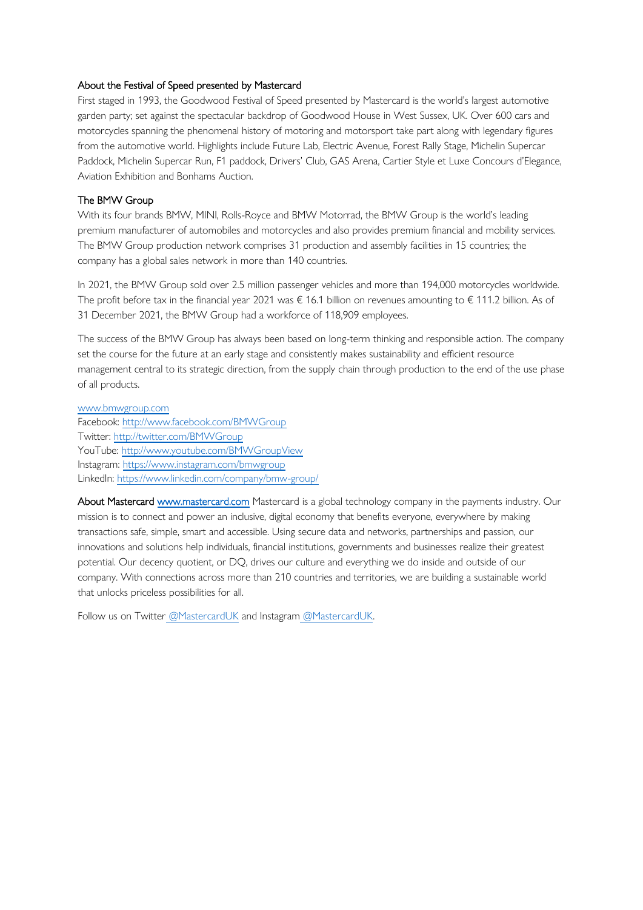## About the Festival of Speed presented by Mastercard

First staged in 1993, the Goodwood Festival of Speed presented by Mastercard is the world's largest automotive garden party; set against the spectacular backdrop of Goodwood House in West Sussex, UK. Over 600 cars and motorcycles spanning the phenomenal history of motoring and motorsport take part along with legendary figures from the automotive world. Highlights include Future Lab, Electric Avenue, Forest Rally Stage, Michelin Supercar Paddock, Michelin Supercar Run, F1 paddock, Drivers' Club, GAS Arena, Cartier Style et Luxe Concours d'Elegance, Aviation Exhibition and Bonhams Auction.

## The BMW Group

With its four brands BMW, MINI, Rolls-Royce and BMW Motorrad, the BMW Group is the world's leading premium manufacturer of automobiles and motorcycles and also provides premium financial and mobility services. The BMW Group production network comprises 31 production and assembly facilities in 15 countries; the company has a global sales network in more than 140 countries.

In 2021, the BMW Group sold over 2.5 million passenger vehicles and more than 194,000 motorcycles worldwide. The profit before tax in the financial year 2021 was € 16.1 billion on revenues amounting to € 111.2 billion. As of 31 December 2021, the BMW Group had a workforce of 118,909 employees.

The success of the BMW Group has always been based on long-term thinking and responsible action. The company set the course for the future at an early stage and consistently makes sustainability and efficient resource management central to its strategic direction, from the supply chain through production to the end of the use phase of all products.

www.bmwgroup.com
Facebook: http://www.facebook.com/BMWGroup
Twitter: http://twitter.com/BMWGroup
YouTube: http://www.youtube.com/BMWGroupView
Instagram: https://www.instagram.com/bmwgroup
LinkedIn: https://www.linkedin.com/company/bmw-group/

**About Mastercard** www.mastercard.com Mastercard is a global technology company in the payments industry. Our mission is to connect and power an inclusive, digital economy that benefits everyone, everywhere by making transactions safe, simple, smart and accessible. Using secure data and networks, partnerships and passion, our innovations and solutions help individuals, financial institutions, governments and businesses realize their greatest potential. Our decency quotient, or DQ, drives our culture and everything we do inside and outside of our company. With connections across more than 210 countries and territories, we are building a sustainable world that unlocks priceless possibilities for all.

Follow us on Twitter @MastercardUK and Instagram @MastercardUK.